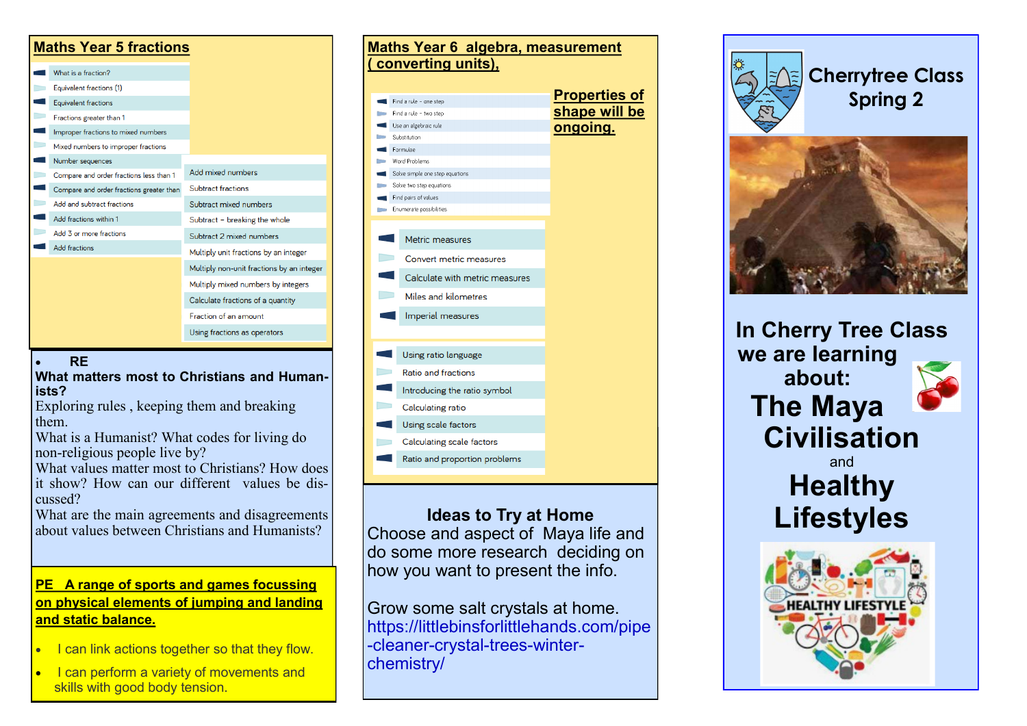## Maths Year 5 fractions

- What is a fraction?
- Equivalent fractions (1)
- Equivalent fractions
- Fractions greater than 1
- Improper fractions to mixed numbers
- Mixed numbers to improper fractions
- Number sequences
- Compare and order fractions less than 1
- Compare and order fractions greater than
- Add and subtract fractions
- Add fractions within 1
- Add 3 or more fractions
- Add fractions
- Add mixed numbers
- Subtract fractions
- Subtract mixed numbers
- Subtract – breaking the whole
- Subtract 2 mixed numbers
- Multiply unit fractions by an integer
- Multiply non-unit fractions by an integer
- Multiply mixed numbers by integers
- Calculate fractions of a quantity
- Fraction of an amount
- Using fractions as operators

## RE

**What matters most to Christians and Humanists?**

Exploring rules , keeping them and breaking them.

What is a Humanist? What codes for living do non-religious people live by?

What values matter most to Christians? How does it show? How can our different values be discussed?

What are the main agreements and disagreements about values between Christians and Humanists?

## PE A range of sports and games focussing on physical elements of jumping and landing and static balance.

- I can link actions together so that they flow.
- I can perform a variety of movements and skills with good body tension.

## Maths Year 6 algebra, measurement ( converting units),

**Properties of shape will be ongoing.**

- Find a rule – one step
- Find a rule – two step
- Use an algebraic rule
- Substitution
- Formulae
- Word Problems
- Solve simple one step equations
- Solve two step equations
- Find pairs of values
- Enumerate possibilities

- Metric measures
- Convert metric measures
- Calculate with metric measures
- Miles and kilometres
- Imperial measures

- Using ratio language
- Ratio and fractions
- Introducing the ratio symbol
- Calculating ratio
- Using scale factors
- Calculating scale factors
- Ratio and proportion problems

## Ideas to Try at Home

Choose and aspect of Maya life and do some more research deciding on how you want to present the info.

Grow some salt crystals at home.
https://littlebinsforlittlehands.com/pipe-cleaner-crystal-trees-winter-chemistry/

# Cherrytree Class Spring 2

## In Cherry Tree Class we are learning about:

# The Maya Civilisation

and

# Healthy Lifestyles

HEALTHY LIFESTYLE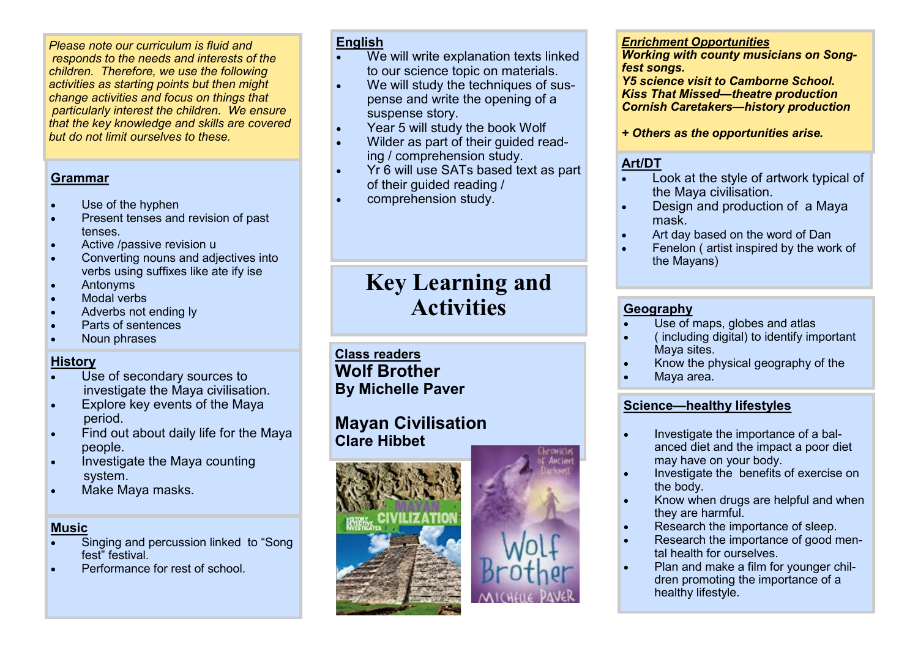*Please note our curriculum is fluid and responds to the needs and interests of the children. Therefore, we use the following activities as starting points but then might change activities and focus on things that particularly interest the children. We ensure that the key knowledge and skills are covered but do not limit ourselves to these.*

## Grammar

- Use of the hyphen
- Present tenses and revision of past tenses.
- Active /passive revision u
- Converting nouns and adjectives into verbs using suffixes like ate ify ise
- Antonyms
- Modal verbs
- Adverbs not ending ly
- Parts of sentences
- Noun phrases

## History

- Use of secondary sources to investigate the Maya civilisation.
- Explore key events of the Maya period.
- Find out about daily life for the Maya people.
- Investigate the Maya counting system.
- Make Maya masks.

## Music

- Singing and percussion linked to "Song fest" festival.
- Performance for rest of school.

## English

- We will write explanation texts linked to our science topic on materials.
- We will study the techniques of suspense and write the opening of a suspense story.
- Year 5 will study the book Wolf
- Wilder as part of their guided reading / comprehension study.
- Yr 6 will use SATs based text as part of their guided reading /
- comprehension study.

# Key Learning and Activities

## Class readers

**Wolf Brother**
**By Michelle Paver**

**Mayan Civilisation**
**Clare Hibbet**

## *Enrichment Opportunities*

***Working with county musicians on Song-fest songs.***
***Y5 science visit to Camborne School.***
***Kiss That Missed—theatre production***
***Cornish Caretakers—history production***

***+ Others as the opportunities arise.***

## Art/DT

- Look at the style of artwork typical of the Maya civilisation.
- Design and production of a Maya mask.
- Art day based on the word of Dan
- Fenelon ( artist inspired by the work of the Mayans)

## Geography

- Use of maps, globes and atlas
- ( including digital) to identify important Maya sites.
- Know the physical geography of the
- Maya area.

## Science—healthy lifestyles

- Investigate the importance of a balanced diet and the impact a poor diet may have on your body.
- Investigate the benefits of exercise on the body.
- Know when drugs are helpful and when they are harmful.
- Research the importance of sleep.
- Research the importance of good mental health for ourselves.
- Plan and make a film for younger children promoting the importance of a healthy lifestyle.